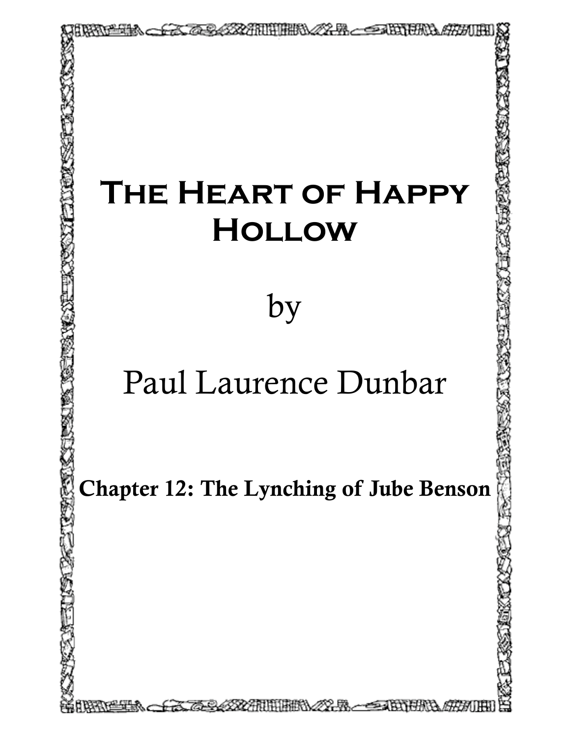# The Heart of Happy Hollow

by

Paul Laurence Dunbar

## Chapter 12: The Lynching of Jube Benson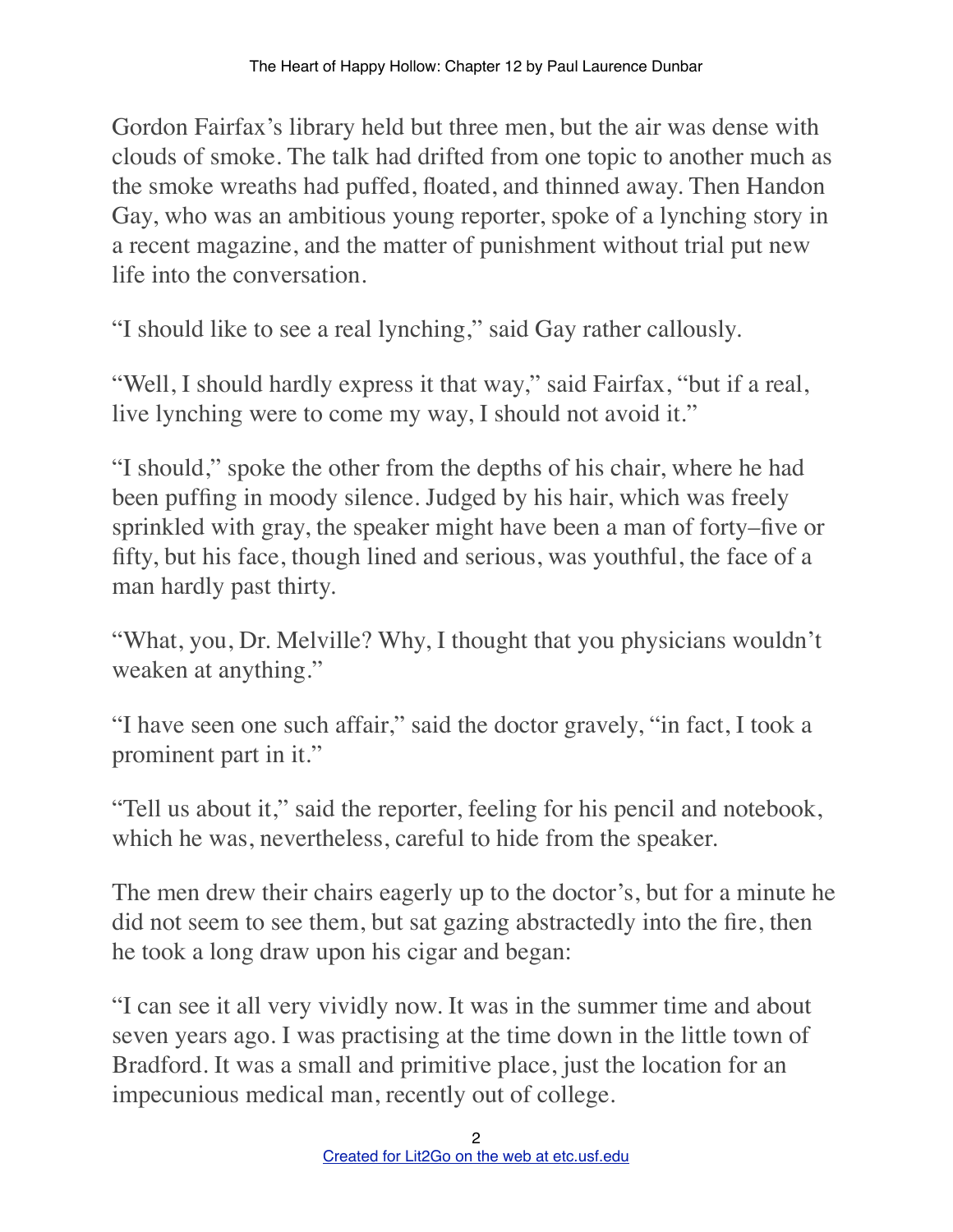Gordon Fairfax's library held but three men, but the air was dense with clouds of smoke. The talk had drifted from one topic to another much as the smoke wreaths had puffed, floated, and thinned away. Then Handon Gay, who was an ambitious young reporter, spoke of a lynching story in a recent magazine, and the matter of punishment without trial put new life into the conversation.

"I should like to see a real lynching," said Gay rather callously.

"Well, I should hardly express it that way," said Fairfax, "but if a real, live lynching were to come my way, I should not avoid it."

"I should," spoke the other from the depths of his chair, where he had been puffing in moody silence. Judged by his hair, which was freely sprinkled with gray, the speaker might have been a man of forty–five or fifty, but his face, though lined and serious, was youthful, the face of a man hardly past thirty.

"What, you, Dr. Melville? Why, I thought that you physicians wouldn't weaken at anything."

"I have seen one such affair," said the doctor gravely, "in fact, I took a prominent part in it."

"Tell us about it," said the reporter, feeling for his pencil and notebook, which he was, nevertheless, careful to hide from the speaker.

The men drew their chairs eagerly up to the doctor's, but for a minute he did not seem to see them, but sat gazing abstractedly into the fire, then he took a long draw upon his cigar and began:

"I can see it all very vividly now. It was in the summer time and about seven years ago. I was practising at the time down in the little town of Bradford. It was a small and primitive place, just the location for an impecunious medical man, recently out of college.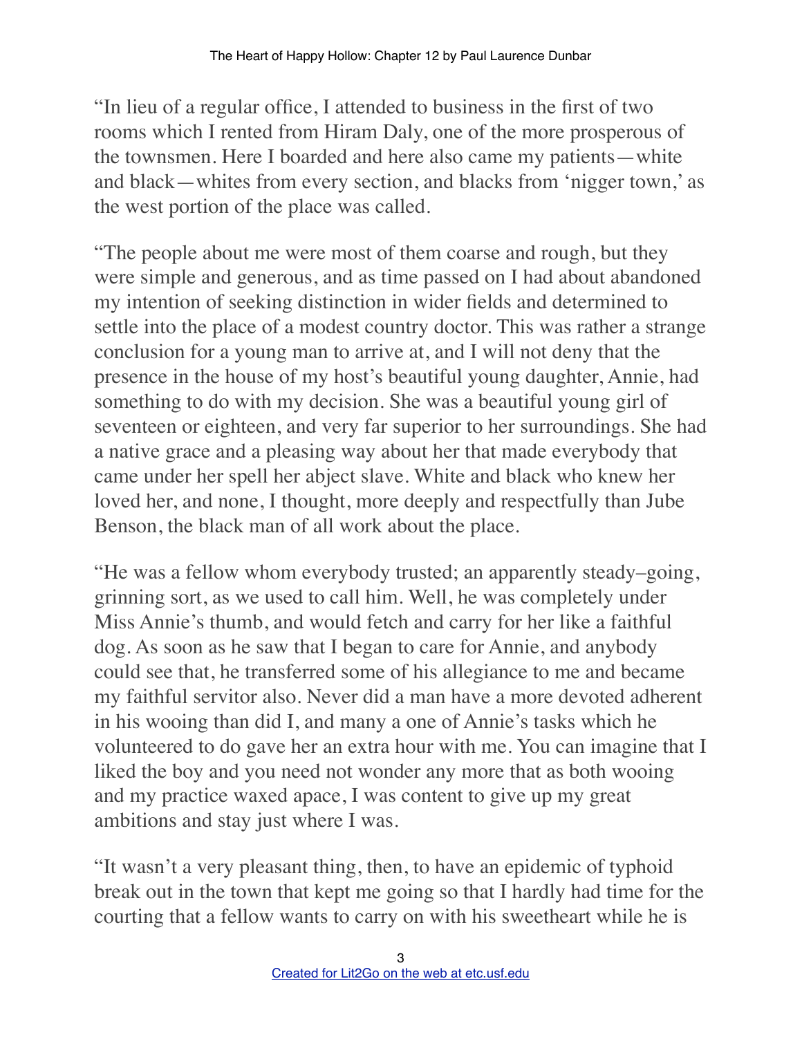"In lieu of a regular office, I attended to business in the first of two rooms which I rented from Hiram Daly, one of the more prosperous of the townsmen. Here I boarded and here also came my patients—white and black—whites from every section, and blacks from 'nigger town,' as the west portion of the place was called.

"The people about me were most of them coarse and rough, but they were simple and generous, and as time passed on I had about abandoned my intention of seeking distinction in wider fields and determined to settle into the place of a modest country doctor. This was rather a strange conclusion for a young man to arrive at, and I will not deny that the presence in the house of my host's beautiful young daughter, Annie, had something to do with my decision. She was a beautiful young girl of seventeen or eighteen, and very far superior to her surroundings. She had a native grace and a pleasing way about her that made everybody that came under her spell her abject slave. White and black who knew her loved her, and none, I thought, more deeply and respectfully than Jube Benson, the black man of all work about the place.

"He was a fellow whom everybody trusted; an apparently steady–going, grinning sort, as we used to call him. Well, he was completely under Miss Annie's thumb, and would fetch and carry for her like a faithful dog. As soon as he saw that I began to care for Annie, and anybody could see that, he transferred some of his allegiance to me and became my faithful servitor also. Never did a man have a more devoted adherent in his wooing than did I, and many a one of Annie's tasks which he volunteered to do gave her an extra hour with me. You can imagine that I liked the boy and you need not wonder any more that as both wooing and my practice waxed apace, I was content to give up my great ambitions and stay just where I was.

"It wasn't a very pleasant thing, then, to have an epidemic of typhoid break out in the town that kept me going so that I hardly had time for the courting that a fellow wants to carry on with his sweetheart while he is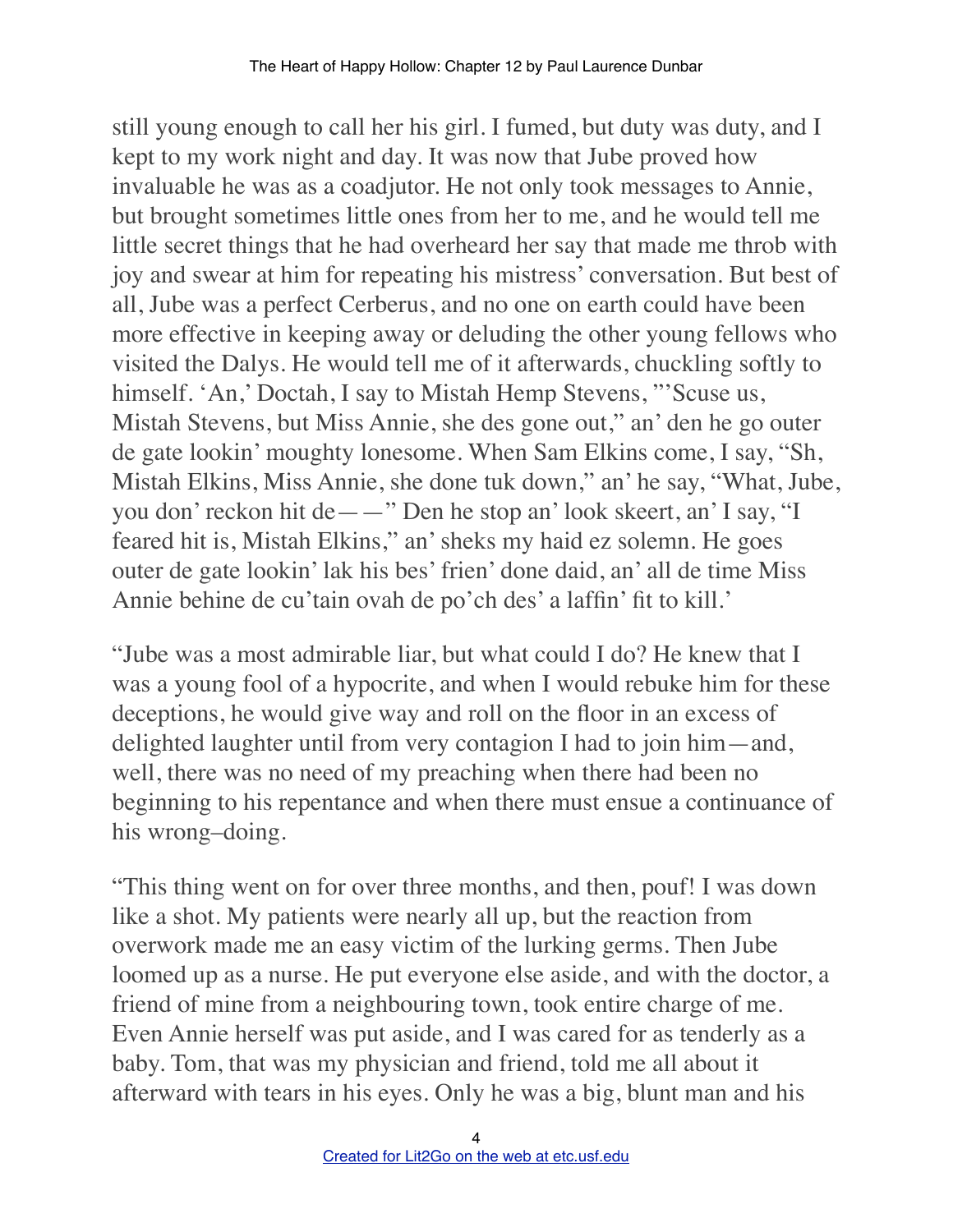still young enough to call her his girl. I fumed, but duty was duty, and I kept to my work night and day. It was now that Jube proved how invaluable he was as a coadjutor. He not only took messages to Annie, but brought sometimes little ones from her to me, and he would tell me little secret things that he had overheard her say that made me throb with joy and swear at him for repeating his mistress' conversation. But best of all, Jube was a perfect Cerberus, and no one on earth could have been more effective in keeping away or deluding the other young fellows who visited the Dalys. He would tell me of it afterwards, chuckling softly to himself. 'An,' Doctah, I say to Mistah Hemp Stevens, "'Scuse us, Mistah Stevens, but Miss Annie, she des gone out," an' den he go outer de gate lookin' moughty lonesome. When Sam Elkins come, I say, "Sh, Mistah Elkins, Miss Annie, she done tuk down," an' he say, "What, Jube, you don' reckon hit de——" Den he stop an' look skeert, an' I say, "I feared hit is, Mistah Elkins," an' sheks my haid ez solemn. He goes outer de gate lookin' lak his bes' frien' done daid, an' all de time Miss Annie behine de cu'tain ovah de po'ch des' a laffin' fit to kill.'

"Jube was a most admirable liar, but what could I do? He knew that I was a young fool of a hypocrite, and when I would rebuke him for these deceptions, he would give way and roll on the floor in an excess of delighted laughter until from very contagion I had to join him—and, well, there was no need of my preaching when there had been no beginning to his repentance and when there must ensue a continuance of his wrong–doing.

"This thing went on for over three months, and then, pouf! I was down like a shot. My patients were nearly all up, but the reaction from overwork made me an easy victim of the lurking germs. Then Jube loomed up as a nurse. He put everyone else aside, and with the doctor, a friend of mine from a neighbouring town, took entire charge of me. Even Annie herself was put aside, and I was cared for as tenderly as a baby. Tom, that was my physician and friend, told me all about it afterward with tears in his eyes. Only he was a big, blunt man and his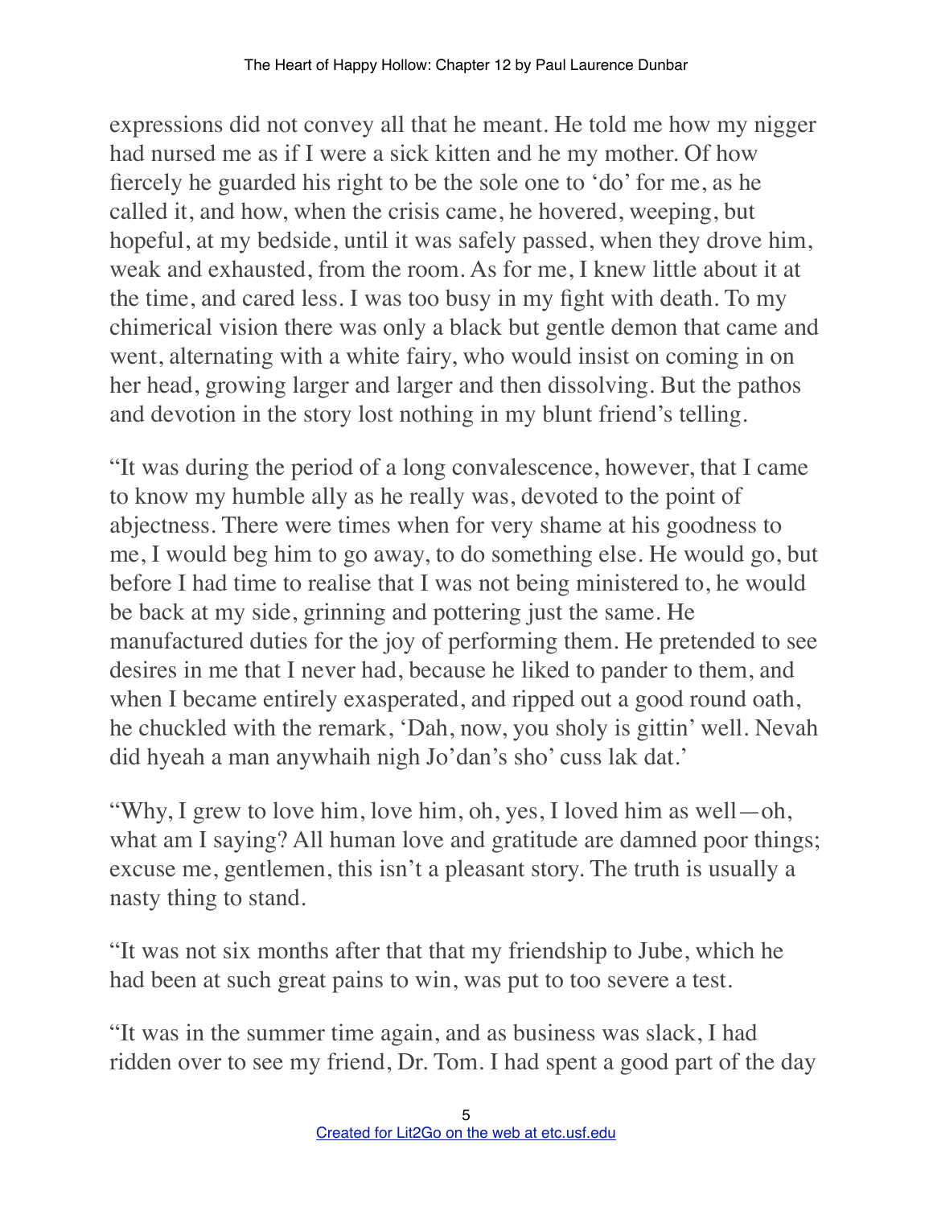expressions did not convey all that he meant. He told me how my nigger had nursed me as if I were a sick kitten and he my mother. Of how fiercely he guarded his right to be the sole one to 'do' for me, as he called it, and how, when the crisis came, he hovered, weeping, but hopeful, at my bedside, until it was safely passed, when they drove him, weak and exhausted, from the room. As for me, I knew little about it at the time, and cared less. I was too busy in my fight with death. To my chimerical vision there was only a black but gentle demon that came and went, alternating with a white fairy, who would insist on coming in on her head, growing larger and larger and then dissolving. But the pathos and devotion in the story lost nothing in my blunt friend's telling.

"It was during the period of a long convalescence, however, that I came to know my humble ally as he really was, devoted to the point of abjectness. There were times when for very shame at his goodness to me, I would beg him to go away, to do something else. He would go, but before I had time to realise that I was not being ministered to, he would be back at my side, grinning and pottering just the same. He manufactured duties for the joy of performing them. He pretended to see desires in me that I never had, because he liked to pander to them, and when I became entirely exasperated, and ripped out a good round oath, he chuckled with the remark, 'Dah, now, you sholy is gittin' well. Nevah did hyeah a man anywhaih nigh Jo'dan's sho' cuss lak dat.'

"Why, I grew to love him, love him, oh, yes, I loved him as well—oh, what am I saying? All human love and gratitude are damned poor things; excuse me, gentlemen, this isn't a pleasant story. The truth is usually a nasty thing to stand.

"It was not six months after that that my friendship to Jube, which he had been at such great pains to win, was put to too severe a test.

"It was in the summer time again, and as business was slack, I had ridden over to see my friend, Dr. Tom. I had spent a good part of the day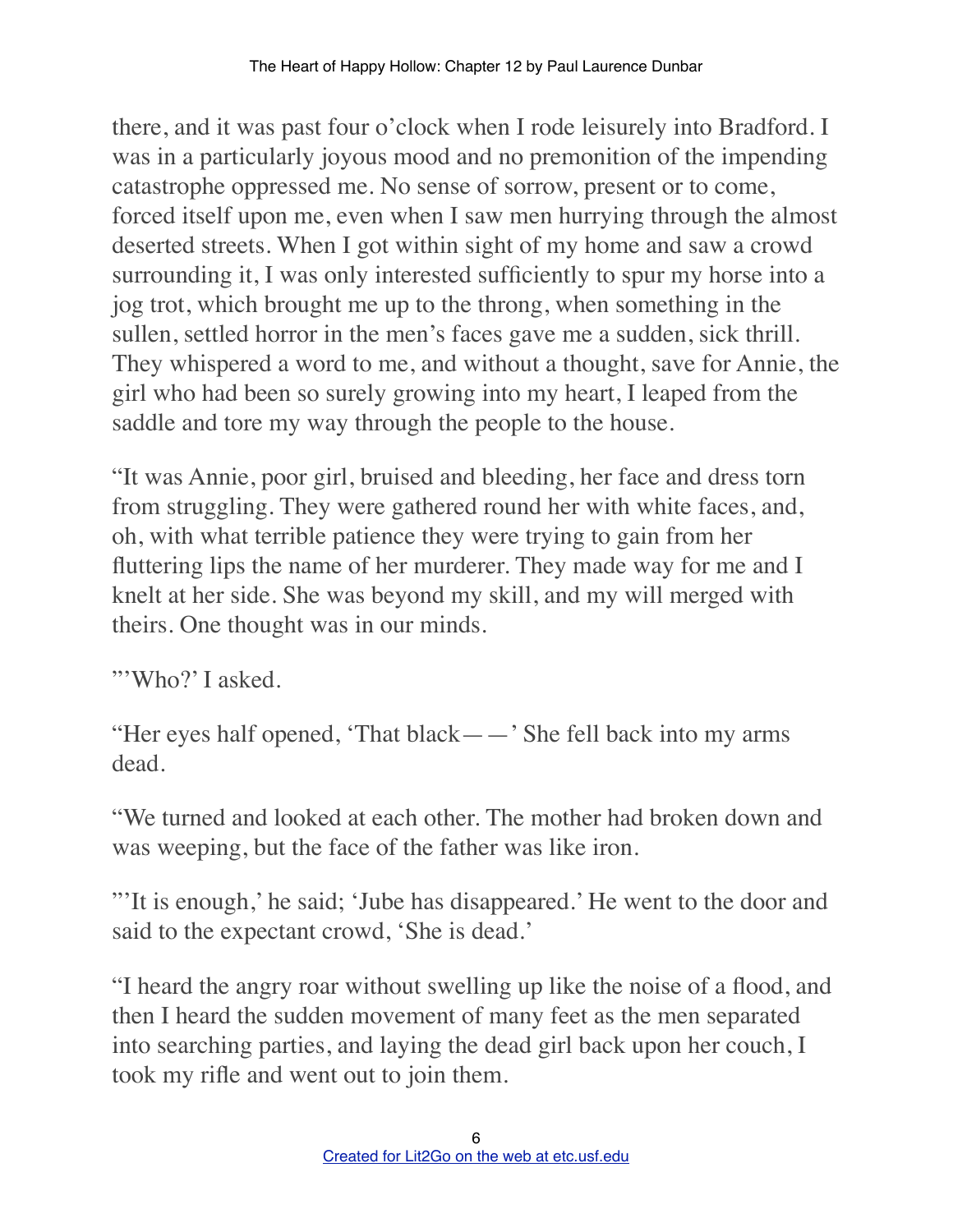there, and it was past four o'clock when I rode leisurely into Bradford. I was in a particularly joyous mood and no premonition of the impending catastrophe oppressed me. No sense of sorrow, present or to come, forced itself upon me, even when I saw men hurrying through the almost deserted streets. When I got within sight of my home and saw a crowd surrounding it, I was only interested sufficiently to spur my horse into a jog trot, which brought me up to the throng, when something in the sullen, settled horror in the men's faces gave me a sudden, sick thrill. They whispered a word to me, and without a thought, save for Annie, the girl who had been so surely growing into my heart, I leaped from the saddle and tore my way through the people to the house.

"It was Annie, poor girl, bruised and bleeding, her face and dress torn from struggling. They were gathered round her with white faces, and, oh, with what terrible patience they were trying to gain from her fluttering lips the name of her murderer. They made way for me and I knelt at her side. She was beyond my skill, and my will merged with theirs. One thought was in our minds.

"'Who?' I asked.

"Her eyes half opened, 'That black——' She fell back into my arms dead.

"We turned and looked at each other. The mother had broken down and was weeping, but the face of the father was like iron.

"'It is enough,' he said; 'Jube has disappeared.' He went to the door and said to the expectant crowd, 'She is dead.'

"I heard the angry roar without swelling up like the noise of a flood, and then I heard the sudden movement of many feet as the men separated into searching parties, and laying the dead girl back upon her couch, I took my rifle and went out to join them.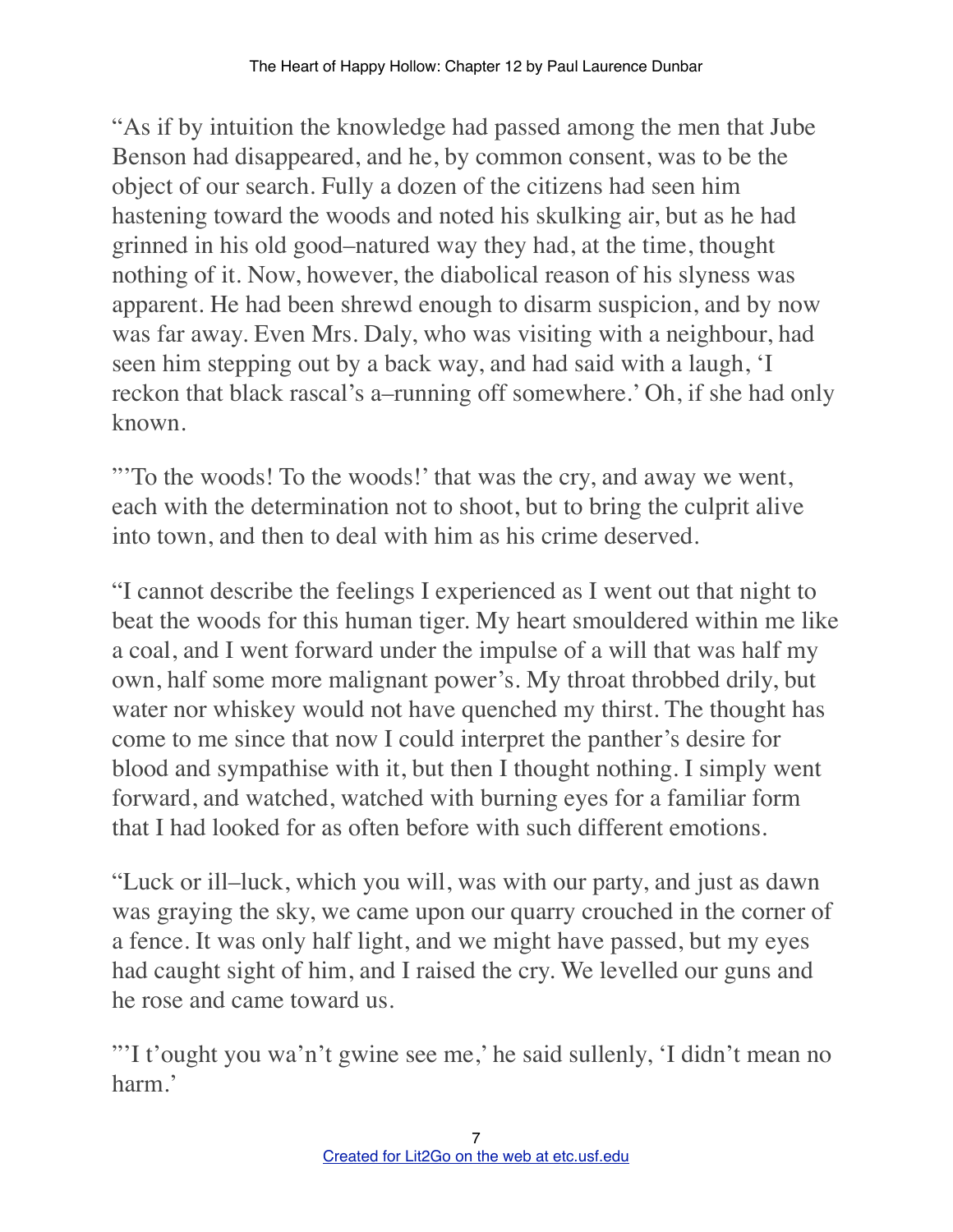"As if by intuition the knowledge had passed among the men that Jube Benson had disappeared, and he, by common consent, was to be the object of our search. Fully a dozen of the citizens had seen him hastening toward the woods and noted his skulking air, but as he had grinned in his old good–natured way they had, at the time, thought nothing of it. Now, however, the diabolical reason of his slyness was apparent. He had been shrewd enough to disarm suspicion, and by now was far away. Even Mrs. Daly, who was visiting with a neighbour, had seen him stepping out by a back way, and had said with a laugh, 'I reckon that black rascal's a–running off somewhere.' Oh, if she had only known.

"'To the woods! To the woods!' that was the cry, and away we went, each with the determination not to shoot, but to bring the culprit alive into town, and then to deal with him as his crime deserved.

"I cannot describe the feelings I experienced as I went out that night to beat the woods for this human tiger. My heart smouldered within me like a coal, and I went forward under the impulse of a will that was half my own, half some more malignant power's. My throat throbbed drily, but water nor whiskey would not have quenched my thirst. The thought has come to me since that now I could interpret the panther's desire for blood and sympathise with it, but then I thought nothing. I simply went forward, and watched, watched with burning eyes for a familiar form that I had looked for as often before with such different emotions.

"Luck or ill–luck, which you will, was with our party, and just as dawn was graying the sky, we came upon our quarry crouched in the corner of a fence. It was only half light, and we might have passed, but my eyes had caught sight of him, and I raised the cry. We levelled our guns and he rose and came toward us.

"'I t'ought you wa'n't gwine see me,' he said sullenly, 'I didn't mean no harm.'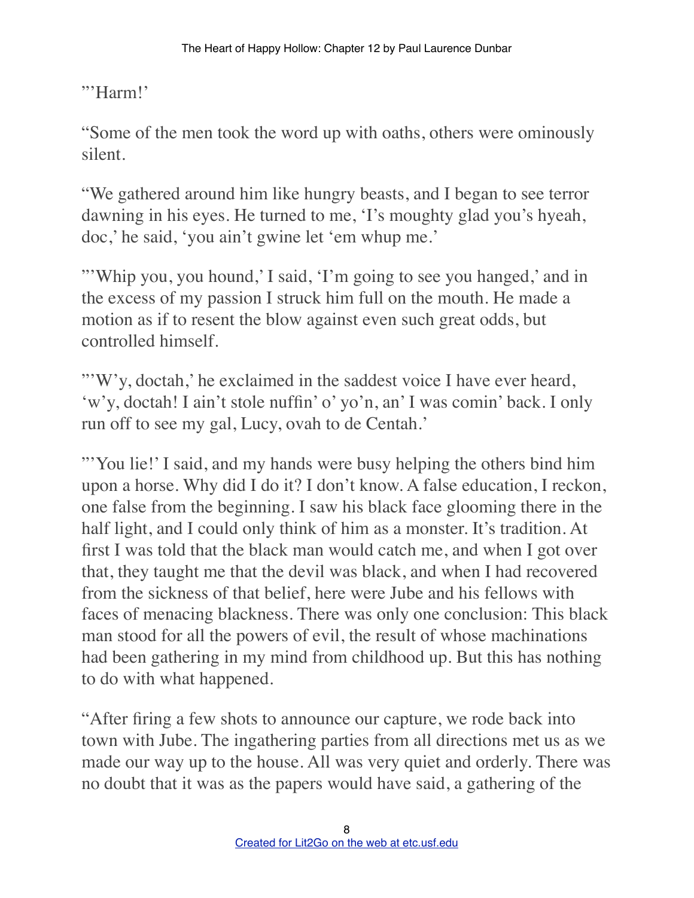"'Harm!'

"Some of the men took the word up with oaths, others were ominously silent.

"We gathered around him like hungry beasts, and I began to see terror dawning in his eyes. He turned to me, 'I's moughty glad you's hyeah, doc,' he said, 'you ain't gwine let 'em whup me.'

"'Whip you, you hound,' I said, 'I'm going to see you hanged,' and in the excess of my passion I struck him full on the mouth. He made a motion as if to resent the blow against even such great odds, but controlled himself.

"'W'y, doctah,' he exclaimed in the saddest voice I have ever heard, 'w'y, doctah! I ain't stole nuffin' o' yo'n, an' I was comin' back. I only run off to see my gal, Lucy, ovah to de Centah.'

"'You lie!' I said, and my hands were busy helping the others bind him upon a horse. Why did I do it? I don't know. A false education, I reckon, one false from the beginning. I saw his black face glooming there in the half light, and I could only think of him as a monster. It's tradition. At first I was told that the black man would catch me, and when I got over that, they taught me that the devil was black, and when I had recovered from the sickness of that belief, here were Jube and his fellows with faces of menacing blackness. There was only one conclusion: This black man stood for all the powers of evil, the result of whose machinations had been gathering in my mind from childhood up. But this has nothing to do with what happened.

"After firing a few shots to announce our capture, we rode back into town with Jube. The ingathering parties from all directions met us as we made our way up to the house. All was very quiet and orderly. There was no doubt that it was as the papers would have said, a gathering of the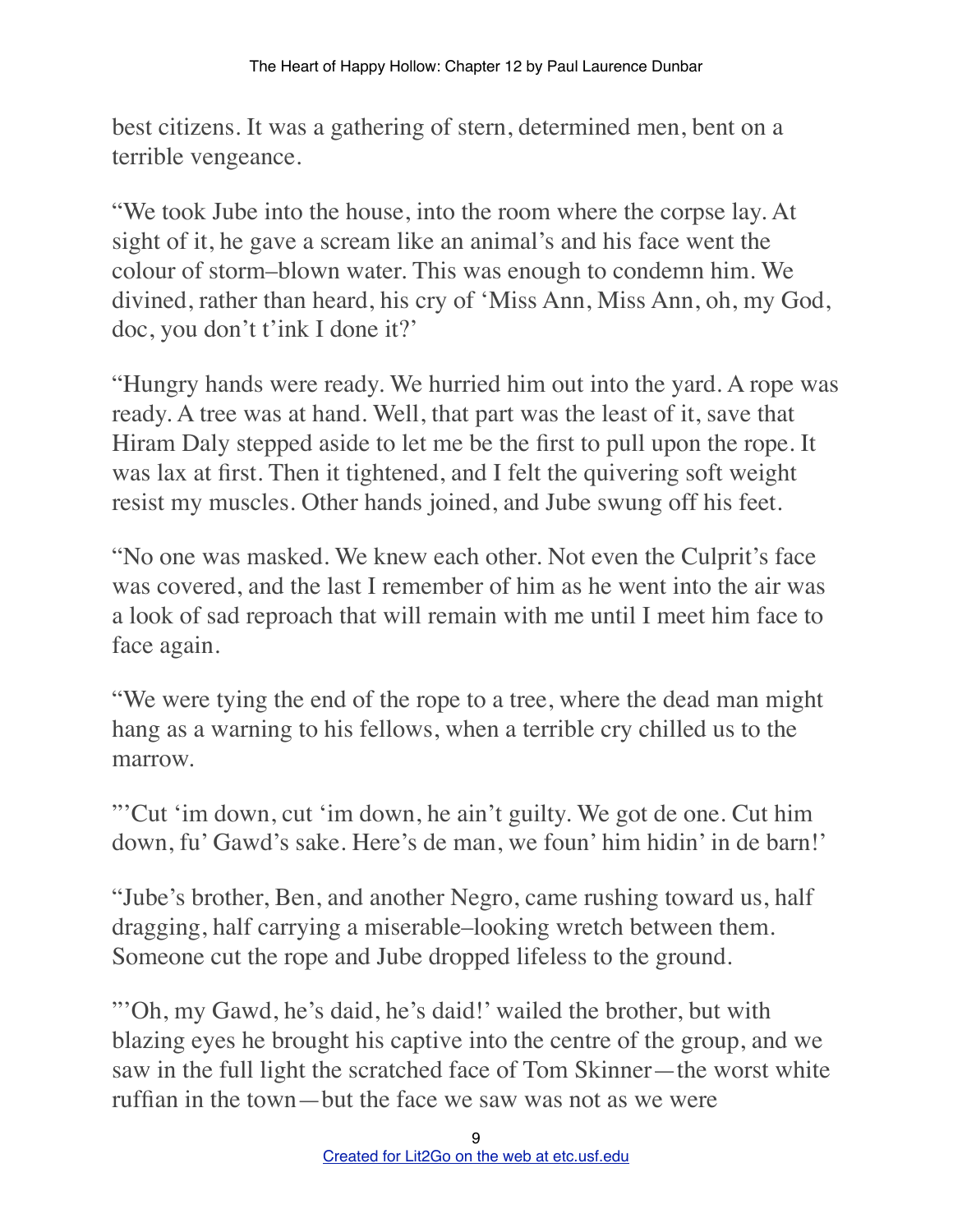best citizens. It was a gathering of stern, determined men, bent on a terrible vengeance.

"We took Jube into the house, into the room where the corpse lay. At sight of it, he gave a scream like an animal's and his face went the colour of storm–blown water. This was enough to condemn him. We divined, rather than heard, his cry of 'Miss Ann, Miss Ann, oh, my God, doc, you don't t'ink I done it?'

"Hungry hands were ready. We hurried him out into the yard. A rope was ready. A tree was at hand. Well, that part was the least of it, save that Hiram Daly stepped aside to let me be the first to pull upon the rope. It was lax at first. Then it tightened, and I felt the quivering soft weight resist my muscles. Other hands joined, and Jube swung off his feet.

"No one was masked. We knew each other. Not even the Culprit's face was covered, and the last I remember of him as he went into the air was a look of sad reproach that will remain with me until I meet him face to face again.

"We were tying the end of the rope to a tree, where the dead man might hang as a warning to his fellows, when a terrible cry chilled us to the marrow.

"'Cut 'im down, cut 'im down, he ain't guilty. We got de one. Cut him down, fu' Gawd's sake. Here's de man, we foun' him hidin' in de barn!'

"Jube's brother, Ben, and another Negro, came rushing toward us, half dragging, half carrying a miserable–looking wretch between them. Someone cut the rope and Jube dropped lifeless to the ground.

"'Oh, my Gawd, he's daid, he's daid!' wailed the brother, but with blazing eyes he brought his captive into the centre of the group, and we saw in the full light the scratched face of Tom Skinner—the worst white ruffian in the town—but the face we saw was not as we were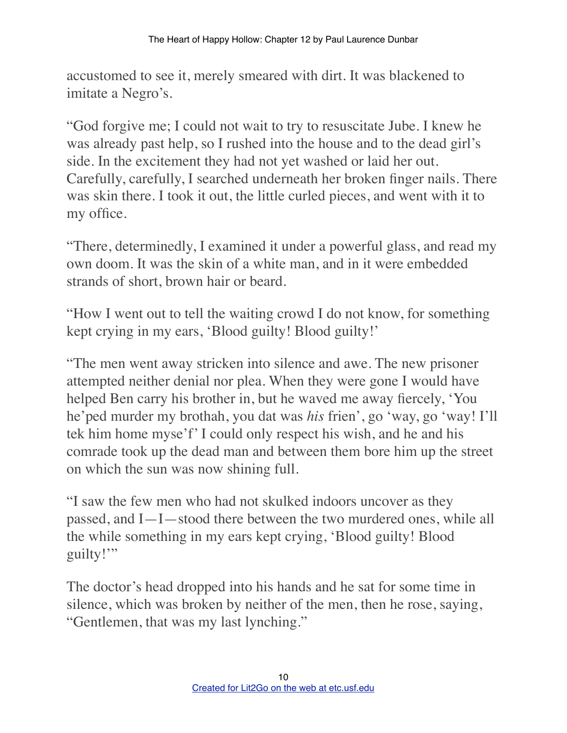accustomed to see it, merely smeared with dirt. It was blackened to imitate a Negro's.

"God forgive me; I could not wait to try to resuscitate Jube. I knew he was already past help, so I rushed into the house and to the dead girl's side. In the excitement they had not yet washed or laid her out. Carefully, carefully, I searched underneath her broken finger nails. There was skin there. I took it out, the little curled pieces, and went with it to my office.

"There, determinedly, I examined it under a powerful glass, and read my own doom. It was the skin of a white man, and in it were embedded strands of short, brown hair or beard.

"How I went out to tell the waiting crowd I do not know, for something kept crying in my ears, 'Blood guilty! Blood guilty!'

"The men went away stricken into silence and awe. The new prisoner attempted neither denial nor plea. When they were gone I would have helped Ben carry his brother in, but he waved me away fiercely, 'You he'ped murder my brothah, you dat was *his* frien', go 'way, go 'way! I'll tek him home myse'f' I could only respect his wish, and he and his comrade took up the dead man and between them bore him up the street on which the sun was now shining full.

"I saw the few men who had not skulked indoors uncover as they passed, and I—I—stood there between the two murdered ones, while all the while something in my ears kept crying, 'Blood guilty! Blood guilty!'"

The doctor's head dropped into his hands and he sat for some time in silence, which was broken by neither of the men, then he rose, saying, "Gentlemen, that was my last lynching."